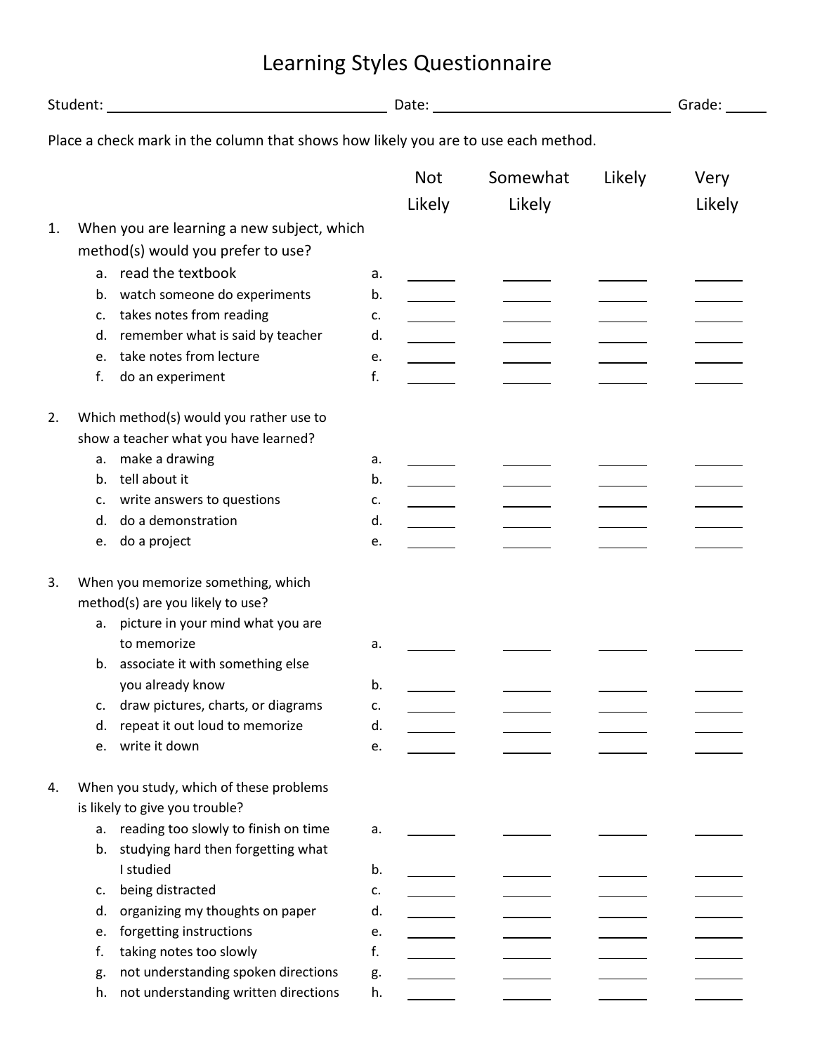# Learning Styles Questionnaire

Student: ______________________ Date: ______________________ Grade: _____

Place a check mark in the column that shows how likely you are to use each method.

| | | Not Likely | Somewhat Likely | Likely | Very Likely |
|---|---|---|---|---|---|
| **1. When you are learning a new subject, which method(s) would you prefer to use?** | | | | | |
| a. read the textbook | a. | | | | |
| b. watch someone do experiments | b. | | | | |
| c. takes notes from reading | c. | | | | |
| d. remember what is said by teacher | d. | | | | |
| e. take notes from lecture | e. | | | | |
| f. do an experiment | f. | | | | |
| **2. Which method(s) would you rather use to show a teacher what you have learned?** | | | | | |
| a. make a drawing | a. | | | | |
| b. tell about it | b. | | | | |
| c. write answers to questions | c. | | | | |
| d. do a demonstration | d. | | | | |
| e. do a project | e. | | | | |
| **3. When you memorize something, which method(s) are you likely to use?** | | | | | |
| a. picture in your mind what you are to memorize | a. | | | | |
| b. associate it with something else you already know | b. | | | | |
| c. draw pictures, charts, or diagrams | c. | | | | |
| d. repeat it out loud to memorize | d. | | | | |
| e. write it down | e. | | | | |
| **4. When you study, which of these problems is likely to give you trouble?** | | | | | |
| a. reading too slowly to finish on time | a. | | | | |
| b. studying hard then forgetting what I studied | b. | | | | |
| c. being distracted | c. | | | | |
| d. organizing my thoughts on paper | d. | | | | |
| e. forgetting instructions | e. | | | | |
| f. taking notes too slowly | f. | | | | |
| g. not understanding spoken directions | g. | | | | |
| h. not understanding written directions | h. | | | | |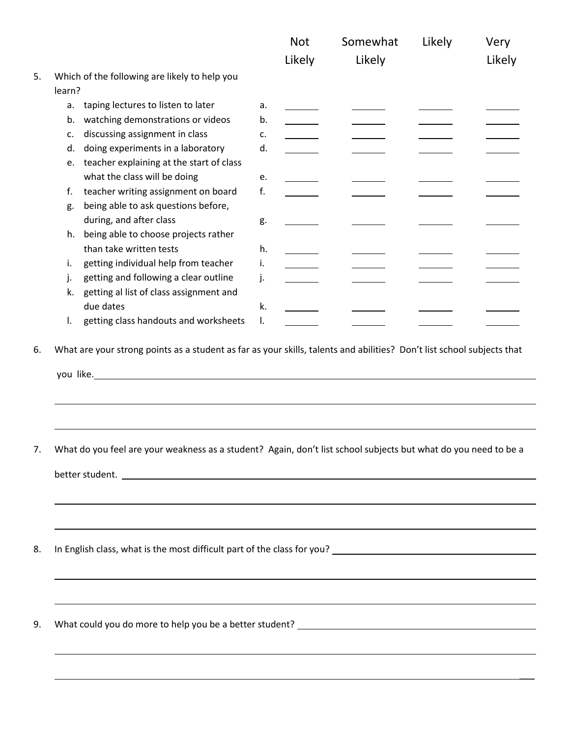5. Which of the following are likely to help you learn?

| | | Not Likely | Somewhat Likely | Likely | Very Likely |
|---|---|---|---|---|---|
| a. taping lectures to listen to later | a. | _______ | _______ | _______ | _______ |
| b. watching demonstrations or videos | b. | _______ | _______ | _______ | _______ |
| c. discussing assignment in class | c. | _______ | _______ | _______ | _______ |
| d. doing experiments in a laboratory | d. | _______ | _______ | _______ | _______ |
| e. teacher explaining at the start of class what the class will be doing | e. | _______ | _______ | _______ | _______ |
| f. teacher writing assignment on board | f. | _______ | _______ | _______ | _______ |
| g. being able to ask questions before, during, and after class | g. | _______ | _______ | _______ | _______ |
| h. being able to choose projects rather than take written tests | h. | _______ | _______ | _______ | _______ |
| i. getting individual help from teacher | i. | _______ | _______ | _______ | _______ |
| j. getting and following a clear outline | j. | _______ | _______ | _______ | _______ |
| k. getting al list of class assignment and due dates | k. | _______ | _______ | _______ | _______ |
| l. getting class handouts and worksheets | l. | _______ | _______ | _______ | _______ |

6. What are your strong points as a student as far as your skills, talents and abilities? Don't list school subjects that you like. ______________________________________________

______________________________________________

______________________________________________

7. What do you feel are your weakness as a student? Again, don't list school subjects but what do you need to be a better student. ______________________________________________

______________________________________________

______________________________________________

8. In English class, what is the most difficult part of the class for you? ______________________________________________

______________________________________________

______________________________________________

9. What could you do more to help you be a better student? ______________________________________________

______________________________________________

______________________________________________